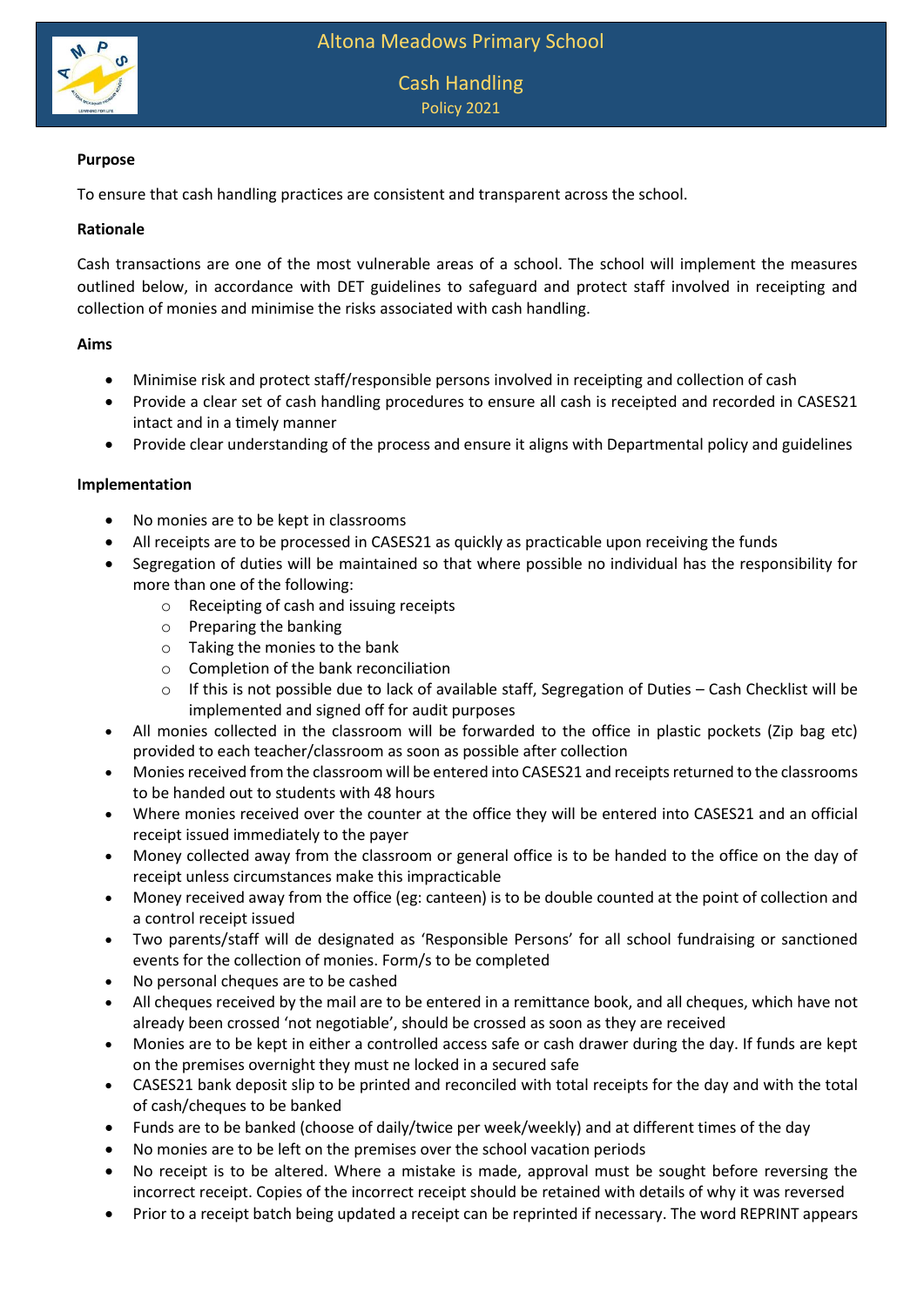# Altona Meadows Primary School

## Cash Handling

Policy 2021

**Purpose**

To ensure that cash handling practices are consistent and transparent across the school.

**Rationale**

Cash transactions are one of the most vulnerable areas of a school. The school will implement the measures outlined below, in accordance with DET guidelines to safeguard and protect staff involved in receipting and collection of monies and minimise the risks associated with cash handling.

**Aims**

- Minimise risk and protect staff/responsible persons involved in receipting and collection of cash
- Provide a clear set of cash handling procedures to ensure all cash is receipted and recorded in CASES21 intact and in a timely manner
- Provide clear understanding of the process and ensure it aligns with Departmental policy and guidelines

**Implementation**

- No monies are to be kept in classrooms
- All receipts are to be processed in CASES21 as quickly as practicable upon receiving the funds
- Segregation of duties will be maintained so that where possible no individual has the responsibility for more than one of the following:
    - Receipting of cash and issuing receipts
    - Preparing the banking
    - Taking the monies to the bank
    - Completion of the bank reconciliation
    - If this is not possible due to lack of available staff, Segregation of Duties – Cash Checklist will be implemented and signed off for audit purposes
- All monies collected in the classroom will be forwarded to the office in plastic pockets (Zip bag etc) provided to each teacher/classroom as soon as possible after collection
- Monies received from the classroom will be entered into CASES21 and receipts returned to the classrooms to be handed out to students with 48 hours
- Where monies received over the counter at the office they will be entered into CASES21 and an official receipt issued immediately to the payer
- Money collected away from the classroom or general office is to be handed to the office on the day of receipt unless circumstances make this impracticable
- Money received away from the office (eg: canteen) is to be double counted at the point of collection and a control receipt issued
- Two parents/staff will de designated as 'Responsible Persons' for all school fundraising or sanctioned events for the collection of monies. Form/s to be completed
- No personal cheques are to be cashed
- All cheques received by the mail are to be entered in a remittance book, and all cheques, which have not already been crossed 'not negotiable', should be crossed as soon as they are received
- Monies are to be kept in either a controlled access safe or cash drawer during the day. If funds are kept on the premises overnight they must ne locked in a secured safe
- CASES21 bank deposit slip to be printed and reconciled with total receipts for the day and with the total of cash/cheques to be banked
- Funds are to be banked (choose of daily/twice per week/weekly) and at different times of the day
- No monies are to be left on the premises over the school vacation periods
- No receipt is to be altered. Where a mistake is made, approval must be sought before reversing the incorrect receipt. Copies of the incorrect receipt should be retained with details of why it was reversed
- Prior to a receipt batch being updated a receipt can be reprinted if necessary. The word REPRINT appears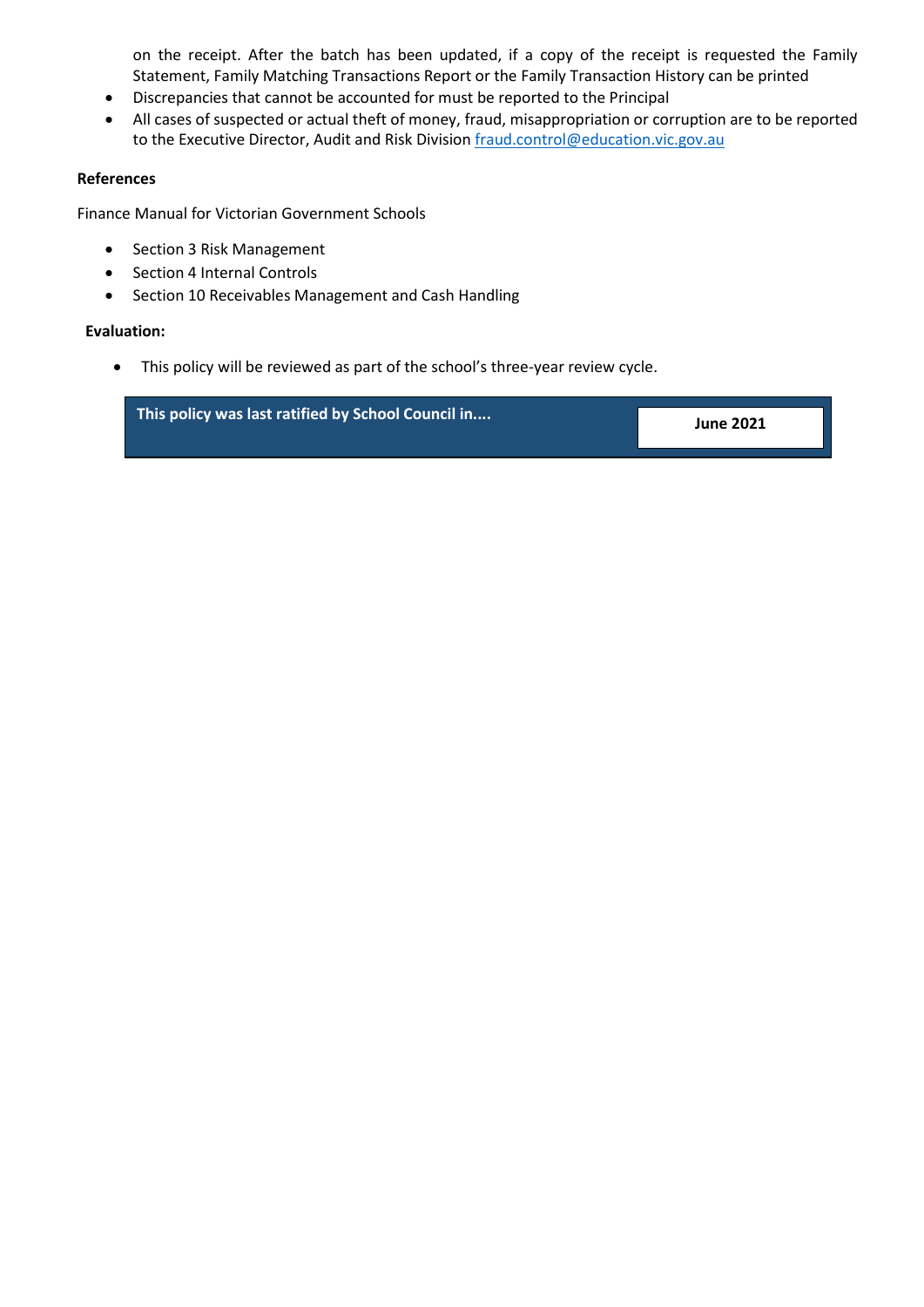on the receipt. After the batch has been updated, if a copy of the receipt is requested the Family Statement, Family Matching Transactions Report or the Family Transaction History can be printed

- Discrepancies that cannot be accounted for must be reported to the Principal
- All cases of suspected or actual theft of money, fraud, misappropriation or corruption are to be reported to the Executive Director, Audit and Risk Division [fraud.control@education.vic.gov.au](mailto:fraud.control@education.vic.gov.au)

**References**

Finance Manual for Victorian Government Schools

- Section 3 Risk Management
- Section 4 Internal Controls
- Section 10 Receivables Management and Cash Handling

**Evaluation:**

- This policy will be reviewed as part of the school's three-year review cycle.

| | |
|---|---|
| **This policy was last ratified by School Council in....** | **June 2021** |